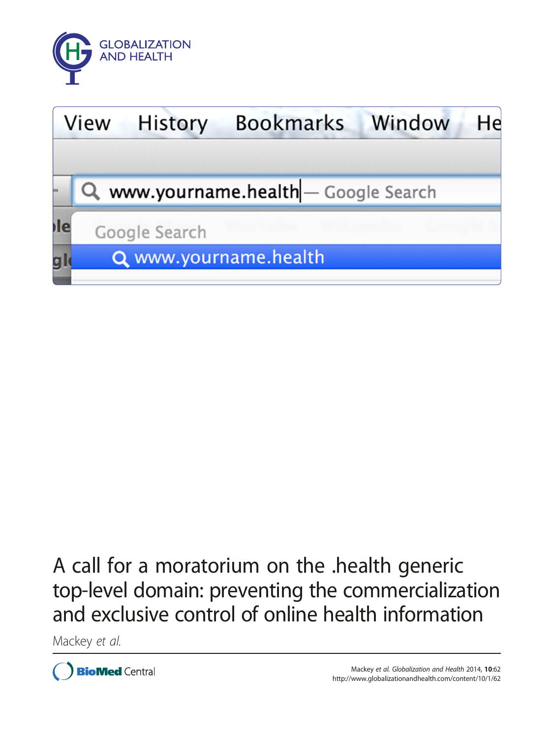# A call for a moratorium on the .health generic top-level domain: preventing the commercialization and exclusive control of online health information

Mackey *et al.*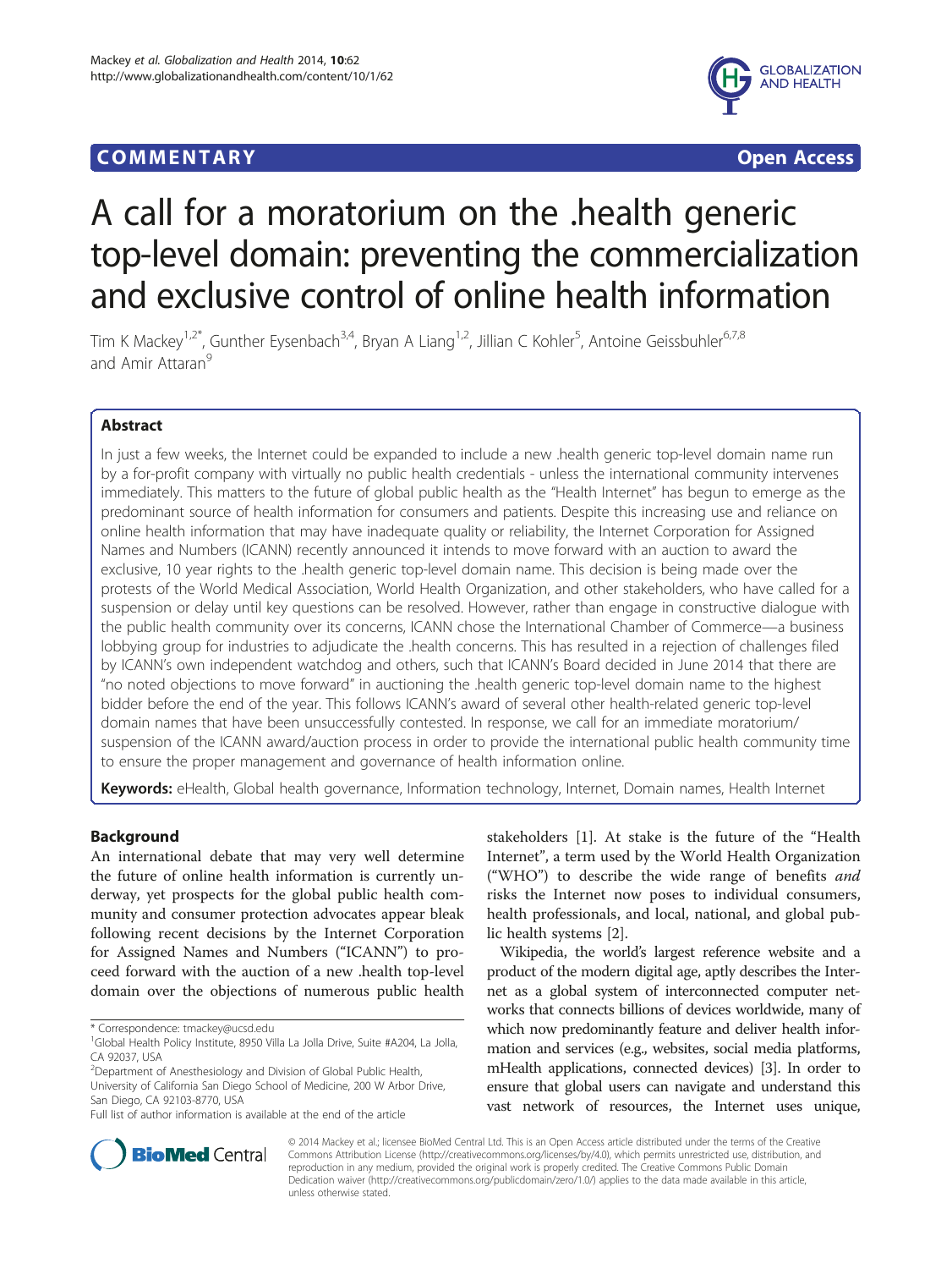# A call for a moratorium on the .health generic top-level domain: preventing the commercialization and exclusive control of online health information

Tim K Mackey[1,2*], Gunther Eysenbach[3,4], Bryan A Liang[1,2], Jillian C Kohler[5], Antoine Geissbuhler[6,7,8] and Amir Attaran[9]

## Abstract

In just a few weeks, the Internet could be expanded to include a new .health generic top-level domain name run by a for-profit company with virtually no public health credentials - unless the international community intervenes immediately. This matters to the future of global public health as the "Health Internet" has begun to emerge as the predominant source of health information for consumers and patients. Despite this increasing use and reliance on online health information that may have inadequate quality or reliability, the Internet Corporation for Assigned Names and Numbers (ICANN) recently announced it intends to move forward with an auction to award the exclusive, 10 year rights to the .health generic top-level domain name. This decision is being made over the protests of the World Medical Association, World Health Organization, and other stakeholders, who have called for a suspension or delay until key questions can be resolved. However, rather than engage in constructive dialogue with the public health community over its concerns, ICANN chose the International Chamber of Commerce—a business lobbying group for industries to adjudicate the .health concerns. This has resulted in a rejection of challenges filed by ICANN's own independent watchdog and others, such that ICANN's Board decided in June 2014 that there are "no noted objections to move forward" in auctioning the .health generic top-level domain name to the highest bidder before the end of the year. This follows ICANN's award of several other health-related generic top-level domain names that have been unsuccessfully contested. In response, we call for an immediate moratorium/suspension of the ICANN award/auction process in order to provide the international public health community time to ensure the proper management and governance of health information online.

**Keywords:** eHealth, Global health governance, Information technology, Internet, Domain names, Health Internet

## Background

An international debate that may very well determine the future of online health information is currently underway, yet prospects for the global public health community and consumer protection advocates appear bleak following recent decisions by the Internet Corporation for Assigned Names and Numbers ("ICANN") to proceed forward with the auction of a new .health top-level domain over the objections of numerous public health stakeholders [1]. At stake is the future of the "Health Internet", a term used by the World Health Organization ("WHO") to describe the wide range of benefits *and* risks the Internet now poses to individual consumers, health professionals, and local, national, and global public health systems [2].

Wikipedia, the world's largest reference website and a product of the modern digital age, aptly describes the Internet as a global system of interconnected computer networks that connects billions of devices worldwide, many of which now predominantly feature and deliver health information and services (e.g., websites, social media platforms, mHealth applications, connected devices) [3]. In order to ensure that global users can navigate and understand this vast network of resources, the Internet uses unique,

\* Correspondence: tmackey@ucsd.edu
[1]Global Health Policy Institute, 8950 Villa La Jolla Drive, Suite #A204, La Jolla, CA 92037, USA
[2]Department of Anesthesiology and Division of Global Public Health, University of California San Diego School of Medicine, 200 W Arbor Drive, San Diego, CA 92103-8770, USA
Full list of author information is available at the end of the article

© 2014 Mackey et al.; licensee BioMed Central Ltd. This is an Open Access article distributed under the terms of the Creative Commons Attribution License (http://creativecommons.org/licenses/by/4.0), which permits unrestricted use, distribution, and reproduction in any medium, provided the original work is properly credited. The Creative Commons Public Domain Dedication waiver (http://creativecommons.org/publicdomain/zero/1.0/) applies to the data made available in this article, unless otherwise stated.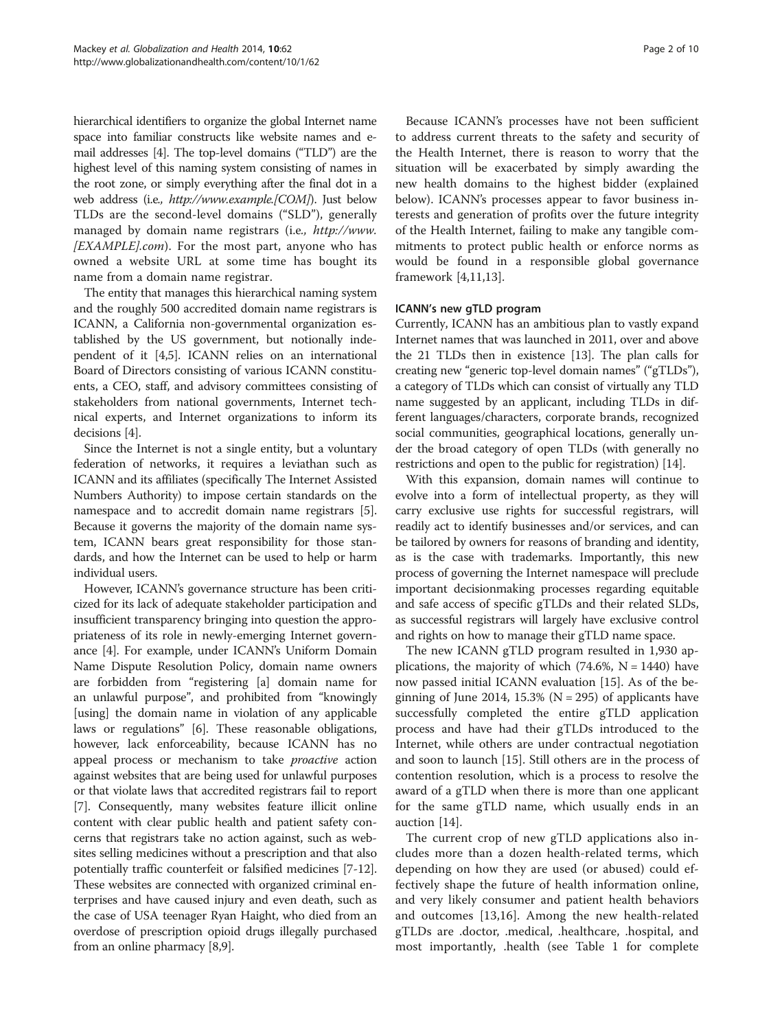hierarchical identifiers to organize the global Internet name space into familiar constructs like website names and e-mail addresses [4]. The top-level domains ("TLD") are the highest level of this naming system consisting of names in the root zone, or simply everything after the final dot in a web address (i.e., *http://www.example.[COM]*). Just below TLDs are the second-level domains ("SLD"), generally managed by domain name registrars (i.e., *http://www.[EXAMPLE].com*). For the most part, anyone who has owned a website URL at some time has bought its name from a domain name registrar.

The entity that manages this hierarchical naming system and the roughly 500 accredited domain name registrars is ICANN, a California non-governmental organization established by the US government, but notionally independent of it [4,5]. ICANN relies on an international Board of Directors consisting of various ICANN constituents, a CEO, staff, and advisory committees consisting of stakeholders from national governments, Internet technical experts, and Internet organizations to inform its decisions [4].

Since the Internet is not a single entity, but a voluntary federation of networks, it requires a leviathan such as ICANN and its affiliates (specifically The Internet Assisted Numbers Authority) to impose certain standards on the namespace and to accredit domain name registrars [5]. Because it governs the majority of the domain name system, ICANN bears great responsibility for those standards, and how the Internet can be used to help or harm individual users.

However, ICANN's governance structure has been criticized for its lack of adequate stakeholder participation and insufficient transparency bringing into question the appropriateness of its role in newly-emerging Internet governance [4]. For example, under ICANN's Uniform Domain Name Dispute Resolution Policy, domain name owners are forbidden from "registering [a] domain name for an unlawful purpose", and prohibited from "knowingly [using] the domain name in violation of any applicable laws or regulations" [6]. These reasonable obligations, however, lack enforceability, because ICANN has no appeal process or mechanism to take *proactive* action against websites that are being used for unlawful purposes or that violate laws that accredited registrars fail to report [7]. Consequently, many websites feature illicit online content with clear public health and patient safety concerns that registrars take no action against, such as websites selling medicines without a prescription and that also potentially traffic counterfeit or falsified medicines [7-12]. These websites are connected with organized criminal enterprises and have caused injury and even death, such as the case of USA teenager Ryan Haight, who died from an overdose of prescription opioid drugs illegally purchased from an online pharmacy [8,9].

Because ICANN's processes have not been sufficient to address current threats to the safety and security of the Health Internet, there is reason to worry that the situation will be exacerbated by simply awarding the new health domains to the highest bidder (explained below). ICANN's processes appear to favor business interests and generation of profits over the future integrity of the Health Internet, failing to make any tangible commitments to protect public health or enforce norms as would be found in a responsible global governance framework [4,11,13].

#### ICANN's new gTLD program

Currently, ICANN has an ambitious plan to vastly expand Internet names that was launched in 2011, over and above the 21 TLDs then in existence [13]. The plan calls for creating new "generic top-level domain names" ("gTLDs"), a category of TLDs which can consist of virtually any TLD name suggested by an applicant, including TLDs in different languages/characters, corporate brands, recognized social communities, geographical locations, generally under the broad category of open TLDs (with generally no restrictions and open to the public for registration) [14].

With this expansion, domain names will continue to evolve into a form of intellectual property, as they will carry exclusive use rights for successful registrars, will readily act to identify businesses and/or services, and can be tailored by owners for reasons of branding and identity, as is the case with trademarks. Importantly, this new process of governing the Internet namespace will preclude important decisionmaking processes regarding equitable and safe access of specific gTLDs and their related SLDs, as successful registrars will largely have exclusive control and rights on how to manage their gTLD name space.

The new ICANN gTLD program resulted in 1,930 applications, the majority of which (74.6%, N = 1440) have now passed initial ICANN evaluation [15]. As of the beginning of June 2014, 15.3% (N = 295) of applicants have successfully completed the entire gTLD application process and have had their gTLDs introduced to the Internet, while others are under contractual negotiation and soon to launch [15]. Still others are in the process of contention resolution, which is a process to resolve the award of a gTLD when there is more than one applicant for the same gTLD name, which usually ends in an auction [14].

The current crop of new gTLD applications also includes more than a dozen health-related terms, which depending on how they are used (or abused) could effectively shape the future of health information online, and very likely consumer and patient health behaviors and outcomes [13,16]. Among the new health-related gTLDs are .doctor, .medical, .healthcare, .hospital, and most importantly, .health (see Table 1 for complete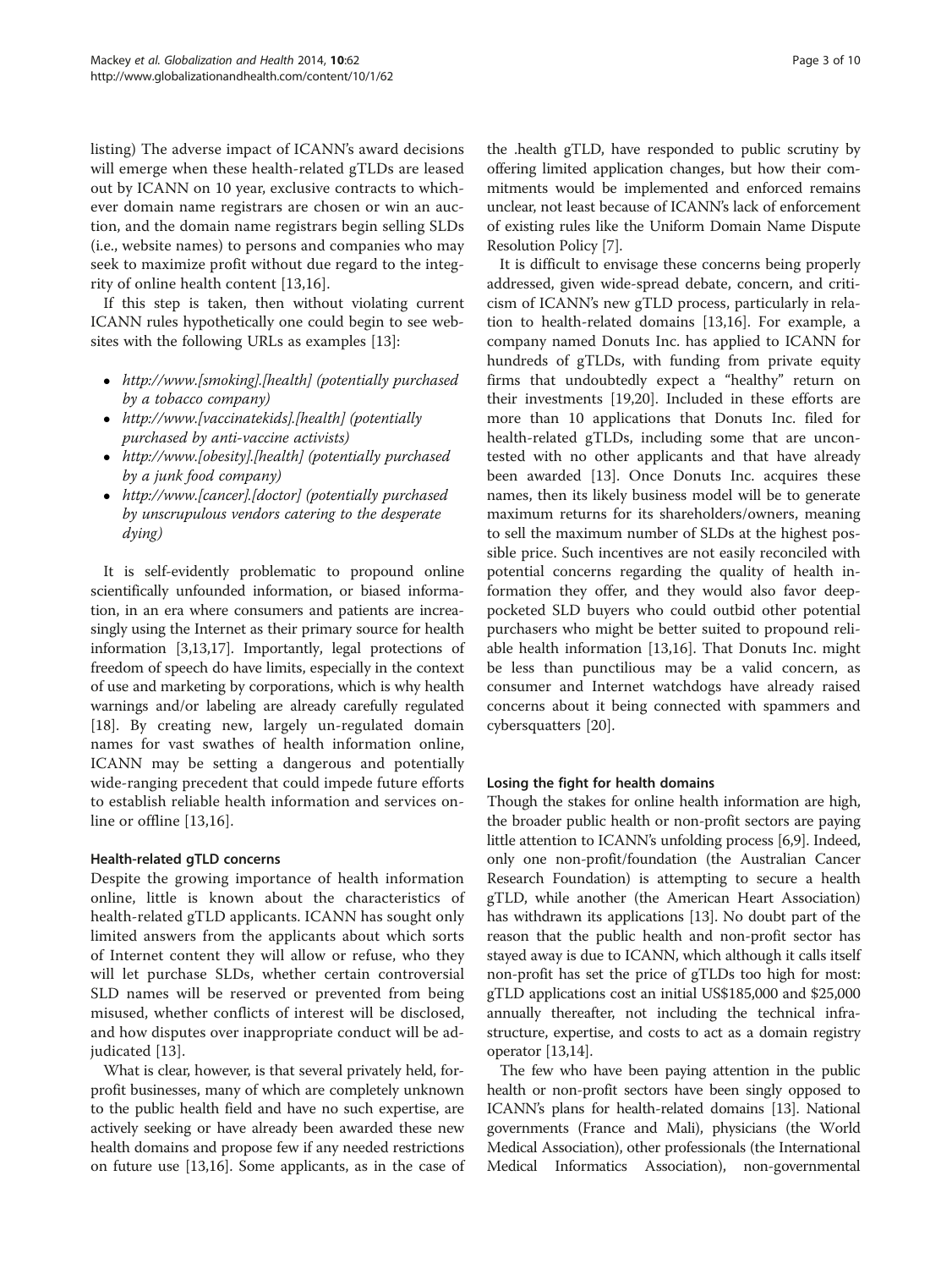listing) The adverse impact of ICANN's award decisions will emerge when these health-related gTLDs are leased out by ICANN on 10 year, exclusive contracts to whichever domain name registrars are chosen or win an auction, and the domain name registrars begin selling SLDs (i.e., website names) to persons and companies who may seek to maximize profit without due regard to the integrity of online health content [13,16].

If this step is taken, then without violating current ICANN rules hypothetically one could begin to see websites with the following URLs as examples [13]:

- *http://www.[smoking].[health] (potentially purchased by a tobacco company)*
- *http://www.[vaccinatekids].[health] (potentially purchased by anti-vaccine activists)*
- *http://www.[obesity].[health] (potentially purchased by a junk food company)*
- *http://www.[cancer].[doctor] (potentially purchased by unscrupulous vendors catering to the desperate dying)*

It is self-evidently problematic to propound online scientifically unfounded information, or biased information, in an era where consumers and patients are increasingly using the Internet as their primary source for health information [3,13,17]. Importantly, legal protections of freedom of speech do have limits, especially in the context of use and marketing by corporations, which is why health warnings and/or labeling are already carefully regulated [18]. By creating new, largely un-regulated domain names for vast swathes of health information online, ICANN may be setting a dangerous and potentially wide-ranging precedent that could impede future efforts to establish reliable health information and services online or offline [13,16].

### Health-related gTLD concerns

Despite the growing importance of health information online, little is known about the characteristics of health-related gTLD applicants. ICANN has sought only limited answers from the applicants about which sorts of Internet content they will allow or refuse, who they will let purchase SLDs, whether certain controversial SLD names will be reserved or prevented from being misused, whether conflicts of interest will be disclosed, and how disputes over inappropriate conduct will be adjudicated [13].

What is clear, however, is that several privately held, for-profit businesses, many of which are completely unknown to the public health field and have no such expertise, are actively seeking or have already been awarded these new health domains and propose few if any needed restrictions on future use [13,16]. Some applicants, as in the case of the .health gTLD, have responded to public scrutiny by offering limited application changes, but how their commitments would be implemented and enforced remains unclear, not least because of ICANN's lack of enforcement of existing rules like the Uniform Domain Name Dispute Resolution Policy [7].

It is difficult to envisage these concerns being properly addressed, given wide-spread debate, concern, and criticism of ICANN's new gTLD process, particularly in relation to health-related domains [13,16]. For example, a company named Donuts Inc. has applied to ICANN for hundreds of gTLDs, with funding from private equity firms that undoubtedly expect a "healthy" return on their investments [19,20]. Included in these efforts are more than 10 applications that Donuts Inc. filed for health-related gTLDs, including some that are uncontested with no other applicants and that have already been awarded [13]. Once Donuts Inc. acquires these names, then its likely business model will be to generate maximum returns for its shareholders/owners, meaning to sell the maximum number of SLDs at the highest possible price. Such incentives are not easily reconciled with potential concerns regarding the quality of health information they offer, and they would also favor deep-pocketed SLD buyers who could outbid other potential purchasers who might be better suited to propound reliable health information [13,16]. That Donuts Inc. might be less than punctilious may be a valid concern, as consumer and Internet watchdogs have already raised concerns about it being connected with spammers and cybersquatters [20].

### Losing the fight for health domains

Though the stakes for online health information are high, the broader public health or non-profit sectors are paying little attention to ICANN's unfolding process [6,9]. Indeed, only one non-profit/foundation (the Australian Cancer Research Foundation) is attempting to secure a health gTLD, while another (the American Heart Association) has withdrawn its applications [13]. No doubt part of the reason that the public health and non-profit sector has stayed away is due to ICANN, which although it calls itself non-profit has set the price of gTLDs too high for most: gTLD applications cost an initial US$185,000 and $25,000 annually thereafter, not including the technical infrastructure, expertise, and costs to act as a domain registry operator [13,14].

The few who have been paying attention in the public health or non-profit sectors have been singly opposed to ICANN's plans for health-related domains [13]. National governments (France and Mali), physicians (the World Medical Association), other professionals (the International Medical Informatics Association), non-governmental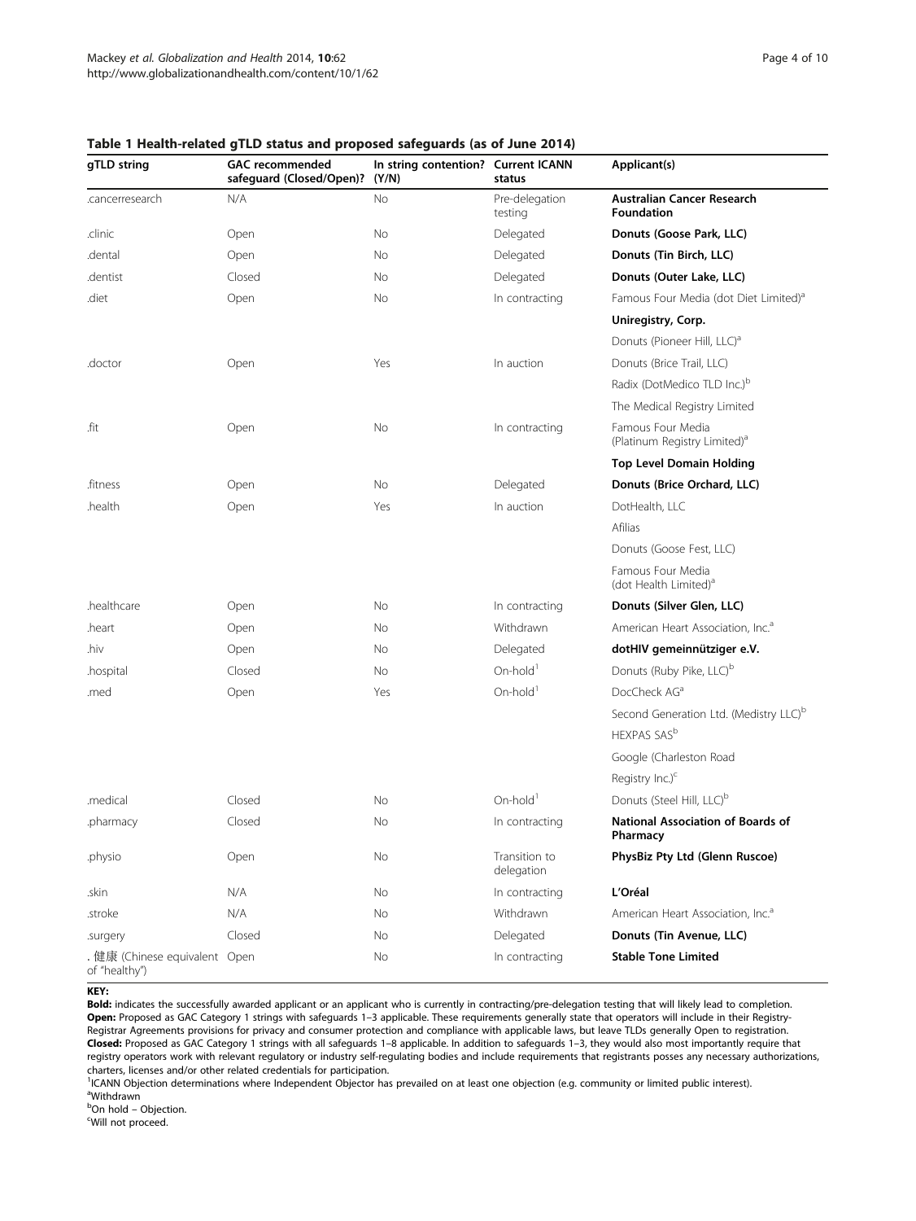**Table 1 Health-related gTLD status and proposed safeguards (as of June 2014)**

| gTLD string | GAC recommended safeguard (Closed/Open)? | In string contention? (Y/N) | Current ICANN status | Applicant(s) |
|---|---|---|---|---|
| .cancerresearch | N/A | No | Pre-delegation testing | **Australian Cancer Research Foundation** |
| .clinic | Open | No | Delegated | **Donuts (Goose Park, LLC)** |
| .dental | Open | No | Delegated | **Donuts (Tin Birch, LLC)** |
| .dentist | Closed | No | Delegated | **Donuts (Outer Lake, LLC)** |
| .diet | Open | No | In contracting | Famous Four Media (dot Diet Limited)[a] |
| | | | | **Uniregistry, Corp.** |
| | | | | Donuts (Pioneer Hill, LLC)[a] |
| .doctor | Open | Yes | In auction | Donuts (Brice Trail, LLC) |
| | | | | Radix (DotMedico TLD Inc.)[b] |
| | | | | The Medical Registry Limited |
| .fit | Open | No | In contracting | Famous Four Media (Platinum Registry Limited)[a] |
| | | | | **Top Level Domain Holding** |
| .fitness | Open | No | Delegated | **Donuts (Brice Orchard, LLC)** |
| .health | Open | Yes | In auction | DotHealth, LLC |
| | | | | Afilias |
| | | | | Donuts (Goose Fest, LLC) |
| | | | | Famous Four Media (dot Health Limited)[a] |
| .healthcare | Open | No | In contracting | **Donuts (Silver Glen, LLC)** |
| .heart | Open | No | Withdrawn | American Heart Association, Inc.[a] |
| .hiv | Open | No | Delegated | **dotHIV gemeinnütziger e.V.** |
| .hospital | Closed | No | On-hold[1] | Donuts (Ruby Pike, LLC)[b] |
| .med | Open | Yes | On-hold[1] | DocCheck AG[a] |
| | | | | Second Generation Ltd. (Medistry LLC)[b] |
| | | | | HEXPAS SAS[b] |
| | | | | Google (Charleston Road |
| | | | | Registry Inc.)[c] |
| .medical | Closed | No | On-hold[1] | Donuts (Steel Hill, LLC)[b] |
| .pharmacy | Closed | No | In contracting | **National Association of Boards of Pharmacy** |
| .physio | Open | No | Transition to delegation | **PhysBiz Pty Ltd (Glenn Ruscoe)** |
| .skin | N/A | No | In contracting | **L'Oréal** |
| .stroke | N/A | No | Withdrawn | American Heart Association, Inc.[a] |
| .surgery | Closed | No | Delegated | **Donuts (Tin Avenue, LLC)** |
| . 健康 (Chinese equivalent of "healthy") | Open | No | In contracting | **Stable Tone Limited** |

**KEY:**

**Bold:** indicates the successfully awarded applicant or an applicant who is currently in contracting/pre-delegation testing that will likely lead to completion.

**Open:** Proposed as GAC Category 1 strings with safeguards 1–3 applicable. These requirements generally state that operators will include in their Registry-Registrar Agreements provisions for privacy and consumer protection and compliance with applicable laws, but leave TLDs generally Open to registration.

**Closed:** Proposed as GAC Category 1 strings with all safeguards 1–8 applicable. In addition to safeguards 1–3, they would also most importantly require that registry operators work with relevant regulatory or industry self-regulating bodies and include requirements that registrants posses any necessary authorizations, charters, licenses and/or other related credentials for participation.

[1]ICANN Objection determinations where Independent Objector has prevailed on at least one objection (e.g. community or limited public interest).

[a]Withdrawn

[b]On hold – Objection.

[c]Will not proceed.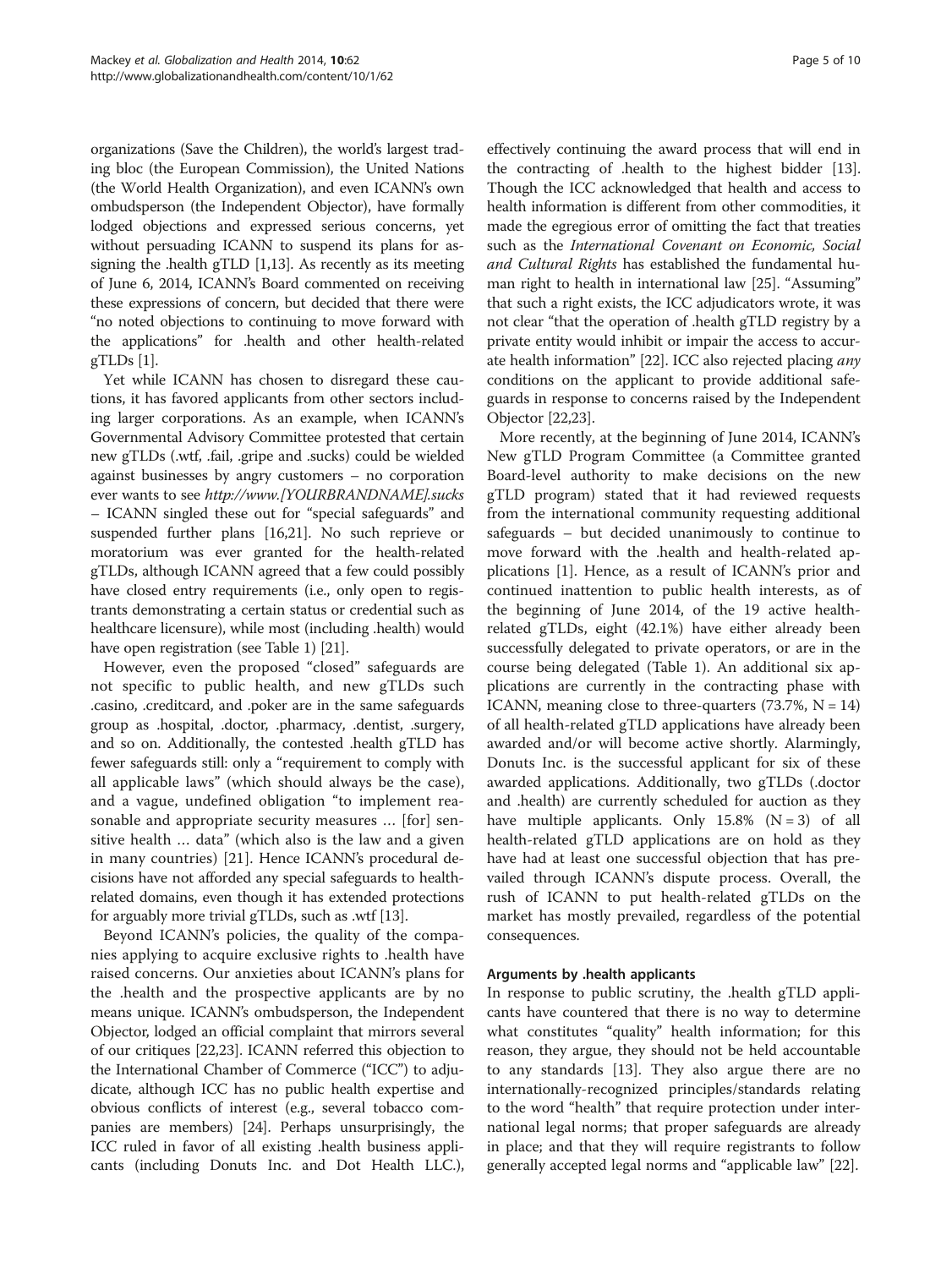organizations (Save the Children), the world's largest trading bloc (the European Commission), the United Nations (the World Health Organization), and even ICANN's own ombudsperson (the Independent Objector), have formally lodged objections and expressed serious concerns, yet without persuading ICANN to suspend its plans for assigning the .health gTLD [1,13]. As recently as its meeting of June 6, 2014, ICANN's Board commented on receiving these expressions of concern, but decided that there were "no noted objections to continuing to move forward with the applications" for .health and other health-related gTLDs [1].

Yet while ICANN has chosen to disregard these cautions, it has favored applicants from other sectors including larger corporations. As an example, when ICANN's Governmental Advisory Committee protested that certain new gTLDs (.wtf, .fail, .gripe and .sucks) could be wielded against businesses by angry customers – no corporation ever wants to see *http://www.[YOURBRANDNAME].sucks* – ICANN singled these out for "special safeguards" and suspended further plans [16,21]. No such reprieve or moratorium was ever granted for the health-related gTLDs, although ICANN agreed that a few could possibly have closed entry requirements (i.e., only open to registrants demonstrating a certain status or credential such as healthcare licensure), while most (including .health) would have open registration (see Table 1) [21].

However, even the proposed "closed" safeguards are not specific to public health, and new gTLDs such .casino, .creditcard, and .poker are in the same safeguards group as .hospital, .doctor, .pharmacy, .dentist, .surgery, and so on. Additionally, the contested .health gTLD has fewer safeguards still: only a "requirement to comply with all applicable laws" (which should always be the case), and a vague, undefined obligation "to implement reasonable and appropriate security measures … [for] sensitive health … data" (which also is the law and a given in many countries) [21]. Hence ICANN's procedural decisions have not afforded any special safeguards to health-related domains, even though it has extended protections for arguably more trivial gTLDs, such as .wtf [13].

Beyond ICANN's policies, the quality of the companies applying to acquire exclusive rights to .health have raised concerns. Our anxieties about ICANN's plans for the .health and the prospective applicants are by no means unique. ICANN's ombudsperson, the Independent Objector, lodged an official complaint that mirrors several of our critiques [22,23]. ICANN referred this objection to the International Chamber of Commerce ("ICC") to adjudicate, although ICC has no public health expertise and obvious conflicts of interest (e.g., several tobacco companies are members) [24]. Perhaps unsurprisingly, the ICC ruled in favor of all existing .health business applicants (including Donuts Inc. and Dot Health LLC.), effectively continuing the award process that will end in the contracting of .health to the highest bidder [13]. Though the ICC acknowledged that health and access to health information is different from other commodities, it made the egregious error of omitting the fact that treaties such as the *International Covenant on Economic, Social and Cultural Rights* has established the fundamental human right to health in international law [25]. "Assuming" that such a right exists, the ICC adjudicators wrote, it was not clear "that the operation of .health gTLD registry by a private entity would inhibit or impair the access to accurate health information" [22]. ICC also rejected placing *any* conditions on the applicant to provide additional safeguards in response to concerns raised by the Independent Objector [22,23].

More recently, at the beginning of June 2014, ICANN's New gTLD Program Committee (a Committee granted Board-level authority to make decisions on the new gTLD program) stated that it had reviewed requests from the international community requesting additional safeguards – but decided unanimously to continue to move forward with the .health and health-related applications [1]. Hence, as a result of ICANN's prior and continued inattention to public health interests, as of the beginning of June 2014, of the 19 active health-related gTLDs, eight (42.1%) have either already been successfully delegated to private operators, or are in the course being delegated (Table 1). An additional six applications are currently in the contracting phase with ICANN, meaning close to three-quarters (73.7%, N = 14) of all health-related gTLD applications have already been awarded and/or will become active shortly. Alarmingly, Donuts Inc. is the successful applicant for six of these awarded applications. Additionally, two gTLDs (.doctor and .health) are currently scheduled for auction as they have multiple applicants. Only 15.8% (N = 3) of all health-related gTLD applications are on hold as they have had at least one successful objection that has prevailed through ICANN's dispute process. Overall, the rush of ICANN to put health-related gTLDs on the market has mostly prevailed, regardless of the potential consequences.

### Arguments by .health applicants

In response to public scrutiny, the .health gTLD applicants have countered that there is no way to determine what constitutes "quality" health information; for this reason, they argue, they should not be held accountable to any standards [13]. They also argue there are no internationally-recognized principles/standards relating to the word "health" that require protection under international legal norms; that proper safeguards are already in place; and that they will require registrants to follow generally accepted legal norms and "applicable law" [22].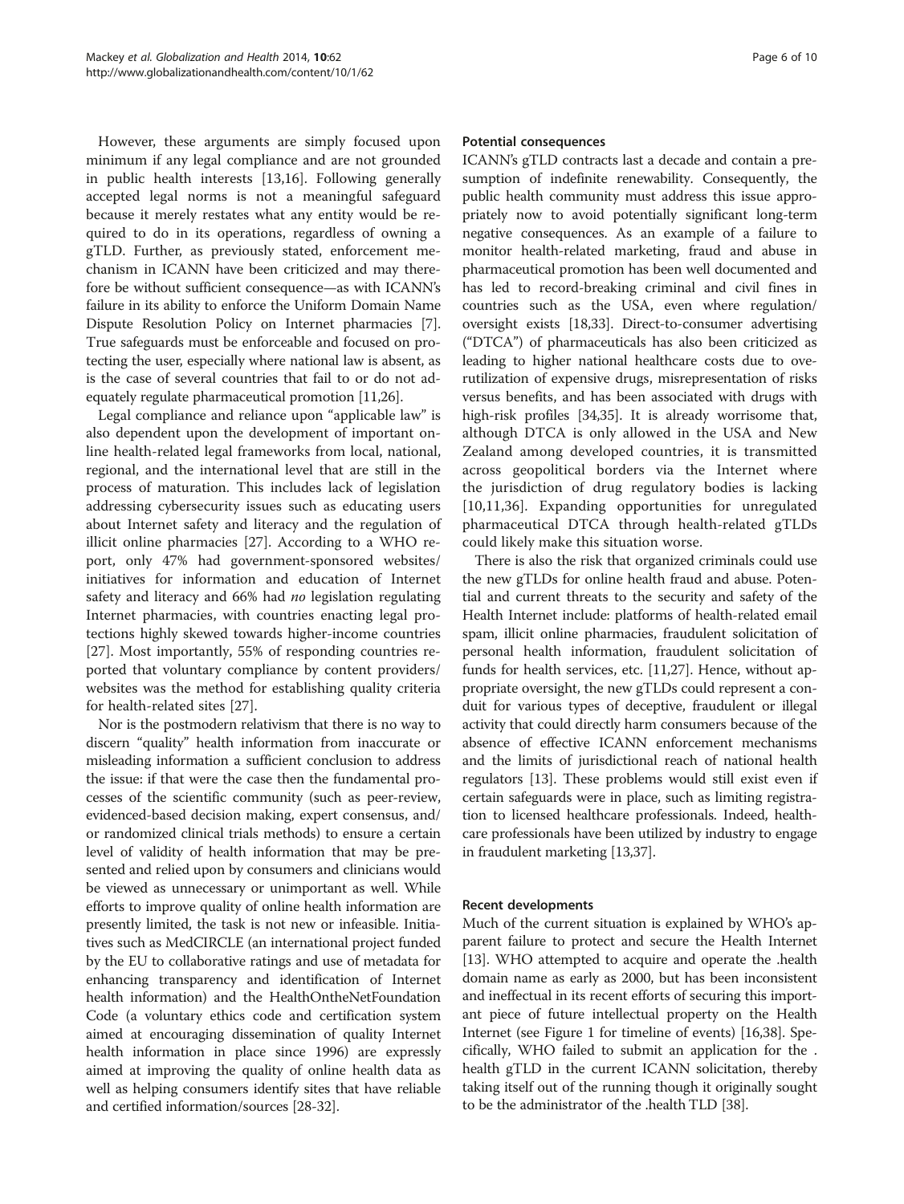However, these arguments are simply focused upon minimum if any legal compliance and are not grounded in public health interests [13,16]. Following generally accepted legal norms is not a meaningful safeguard because it merely restates what any entity would be required to do in its operations, regardless of owning a gTLD. Further, as previously stated, enforcement mechanism in ICANN have been criticized and may therefore be without sufficient consequence—as with ICANN's failure in its ability to enforce the Uniform Domain Name Dispute Resolution Policy on Internet pharmacies [7]. True safeguards must be enforceable and focused on protecting the user, especially where national law is absent, as is the case of several countries that fail to or do not adequately regulate pharmaceutical promotion [11,26].

Legal compliance and reliance upon "applicable law" is also dependent upon the development of important online health-related legal frameworks from local, national, regional, and the international level that are still in the process of maturation. This includes lack of legislation addressing cybersecurity issues such as educating users about Internet safety and literacy and the regulation of illicit online pharmacies [27]. According to a WHO report, only 47% had government-sponsored websites/initiatives for information and education of Internet safety and literacy and 66% had *no* legislation regulating Internet pharmacies, with countries enacting legal protections highly skewed towards higher-income countries [27]. Most importantly, 55% of responding countries reported that voluntary compliance by content providers/websites was the method for establishing quality criteria for health-related sites [27].

Nor is the postmodern relativism that there is no way to discern "quality" health information from inaccurate or misleading information a sufficient conclusion to address the issue: if that were the case then the fundamental processes of the scientific community (such as peer-review, evidenced-based decision making, expert consensus, and/or randomized clinical trials methods) to ensure a certain level of validity of health information that may be presented and relied upon by consumers and clinicians would be viewed as unnecessary or unimportant as well. While efforts to improve quality of online health information are presently limited, the task is not new or infeasible. Initiatives such as MedCIRCLE (an international project funded by the EU to collaborative ratings and use of metadata for enhancing transparency and identification of Internet health information) and the HealthOntheNetFoundation Code (a voluntary ethics code and certification system aimed at encouraging dissemination of quality Internet health information in place since 1996) are expressly aimed at improving the quality of online health data as well as helping consumers identify sites that have reliable and certified information/sources [28-32].

### Potential consequences

ICANN's gTLD contracts last a decade and contain a presumption of indefinite renewability. Consequently, the public health community must address this issue appropriately now to avoid potentially significant long-term negative consequences. As an example of a failure to monitor health-related marketing, fraud and abuse in pharmaceutical promotion has been well documented and has led to record-breaking criminal and civil fines in countries such as the USA, even where regulation/oversight exists [18,33]. Direct-to-consumer advertising ("DTCA") of pharmaceuticals has also been criticized as leading to higher national healthcare costs due to overutilization of expensive drugs, misrepresentation of risks versus benefits, and has been associated with drugs with high-risk profiles [34,35]. It is already worrisome that, although DTCA is only allowed in the USA and New Zealand among developed countries, it is transmitted across geopolitical borders via the Internet where the jurisdiction of drug regulatory bodies is lacking [10,11,36]. Expanding opportunities for unregulated pharmaceutical DTCA through health-related gTLDs could likely make this situation worse.

There is also the risk that organized criminals could use the new gTLDs for online health fraud and abuse. Potential and current threats to the security and safety of the Health Internet include: platforms of health-related email spam, illicit online pharmacies, fraudulent solicitation of personal health information, fraudulent solicitation of funds for health services, etc. [11,27]. Hence, without appropriate oversight, the new gTLDs could represent a conduit for various types of deceptive, fraudulent or illegal activity that could directly harm consumers because of the absence of effective ICANN enforcement mechanisms and the limits of jurisdictional reach of national health regulators [13]. These problems would still exist even if certain safeguards were in place, such as limiting registration to licensed healthcare professionals. Indeed, healthcare professionals have been utilized by industry to engage in fraudulent marketing [13,37].

### Recent developments

Much of the current situation is explained by WHO's apparent failure to protect and secure the Health Internet [13]. WHO attempted to acquire and operate the .health domain name as early as 2000, but has been inconsistent and ineffectual in its recent efforts of securing this important piece of future intellectual property on the Health Internet (see Figure 1 for timeline of events) [16,38]. Specifically, WHO failed to submit an application for the .health gTLD in the current ICANN solicitation, thereby taking itself out of the running though it originally sought to be the administrator of the .health TLD [38].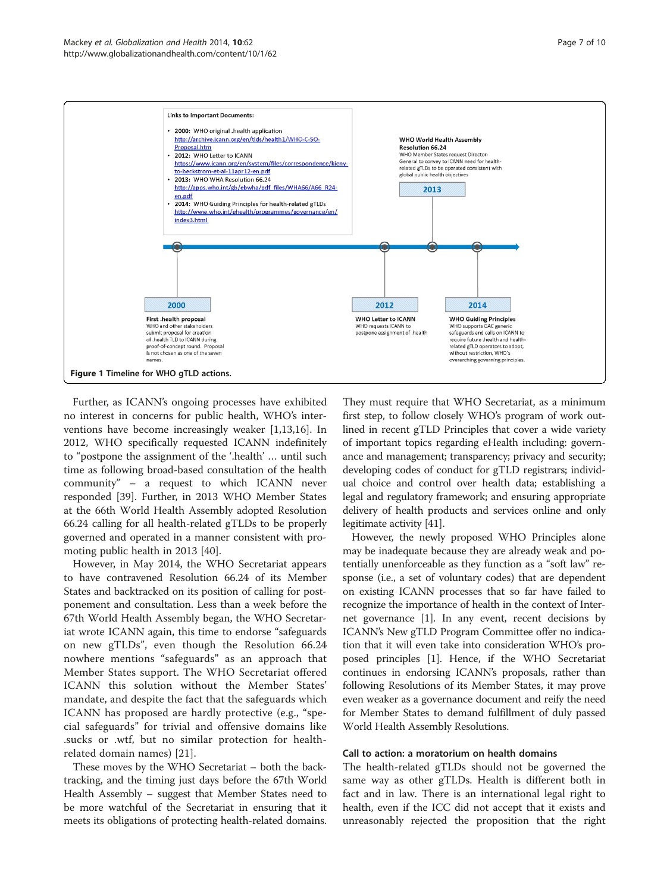Links to Important Documents:

- **2000:** WHO original .health application http://archive.icann.org/en/tlds/health1/WHO-C-SO-Proposal.htm
- **2012:** WHO Letter to ICANN https://www.icann.org/en/system/files/correspondence/kieny-to-beckstrom-et-al-11apr12-en.pdf
- **2013:** WHO WHA Resolution 66.24 http://apps.who.int/gb/ebwha/pdf_files/WHA66/A66_R24-en.pdf
- **2014:** WHO Guiding Principles for health-related gTLDs http://www.who.int/ehealth/programmes/governance/en/index3.html

2013

**WHO World Health Assembly Resolution 66.24**
WHO Member States request Director-General to convey to ICANN need for health-related gTLDs to be operated consistent with global public health objectives

2000

**First .health proposal**
WHO and other stakeholders submit proposal for creation of .health TLD to ICANN during proof-of-concept round. Proposal is not chosen as one of the seven names.

2012

**WHO Letter to ICANN**
WHO requests ICANN to postpone assignment of .health

2014

**WHO Guiding Principles**
WHO supports GAC generic safeguards and calls on ICANN to require future .health and health-related gTLD operators to adopt, without restriction, WHO's overarching governing principles.

**Figure 1** Timeline for WHO gTLD actions.

Further, as ICANN's ongoing processes have exhibited no interest in concerns for public health, WHO's interventions have become increasingly weaker [1,13,16]. In 2012, WHO specifically requested ICANN indefinitely to "postpone the assignment of the '.health' … until such time as following broad-based consultation of the health community" – a request to which ICANN never responded [39]. Further, in 2013 WHO Member States at the 66th World Health Assembly adopted Resolution 66.24 calling for all health-related gTLDs to be properly governed and operated in a manner consistent with promoting public health in 2013 [40].

However, in May 2014, the WHO Secretariat appears to have contravened Resolution 66.24 of its Member States and backtracked on its position of calling for postponement and consultation. Less than a week before the 67th World Health Assembly began, the WHO Secretariat wrote ICANN again, this time to endorse "safeguards on new gTLDs", even though the Resolution 66.24 nowhere mentions "safeguards" as an approach that Member States support. The WHO Secretariat offered ICANN this solution without the Member States' mandate, and despite the fact that the safeguards which ICANN has proposed are hardly protective (e.g., "special safeguards" for trivial and offensive domains like .sucks or .wtf, but no similar protection for health-related domain names) [21].

These moves by the WHO Secretariat – both the backtracking, and the timing just days before the 67th World Health Assembly – suggest that Member States need to be more watchful of the Secretariat in ensuring that it meets its obligations of protecting health-related domains. They must require that WHO Secretariat, as a minimum first step, to follow closely WHO's program of work outlined in recent gTLD Principles that cover a wide variety of important topics regarding eHealth including: governance and management; transparency; privacy and security; developing codes of conduct for gTLD registrars; individual choice and control over health data; establishing a legal and regulatory framework; and ensuring appropriate delivery of health products and services online and only legitimate activity [41].

However, the newly proposed WHO Principles alone may be inadequate because they are already weak and potentially unenforceable as they function as a "soft law" response (i.e., a set of voluntary codes) that are dependent on existing ICANN processes that so far have failed to recognize the importance of health in the context of Internet governance [1]. In any event, recent decisions by ICANN's New gTLD Program Committee offer no indication that it will even take into consideration WHO's proposed principles [1]. Hence, if the WHO Secretariat continues in endorsing ICANN's proposals, rather than following Resolutions of its Member States, it may prove even weaker as a governance document and reify the need for Member States to demand fulfillment of duly passed World Health Assembly Resolutions.

### Call to action: a moratorium on health domains

The health-related gTLDs should not be governed the same way as other gTLDs. Health is different both in fact and in law. There is an international legal right to health, even if the ICC did not accept that it exists and unreasonably rejected the proposition that the right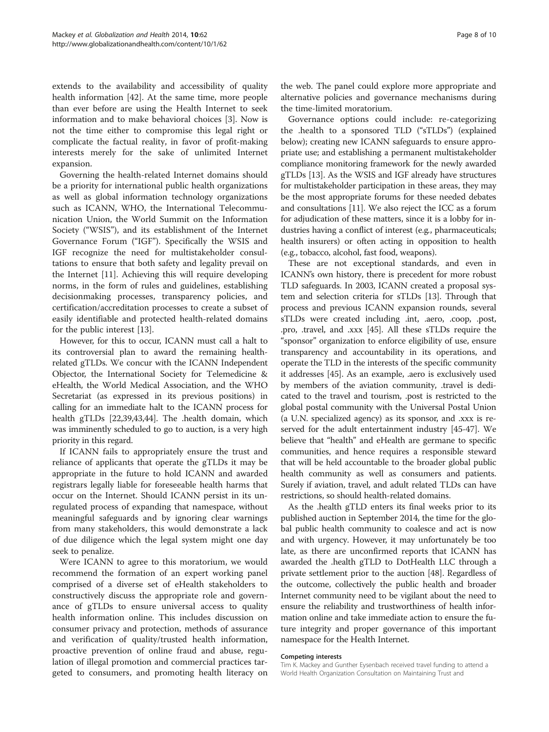extends to the availability and accessibility of quality health information [42]. At the same time, more people than ever before are using the Health Internet to seek information and to make behavioral choices [3]. Now is not the time either to compromise this legal right or complicate the factual reality, in favor of profit-making interests merely for the sake of unlimited Internet expansion.

Governing the health-related Internet domains should be a priority for international public health organizations as well as global information technology organizations such as ICANN, WHO, the International Telecommunication Union, the World Summit on the Information Society ("WSIS"), and its establishment of the Internet Governance Forum ("IGF"). Specifically the WSIS and IGF recognize the need for multistakeholder consultations to ensure that both safety and legality prevail on the Internet [11]. Achieving this will require developing norms, in the form of rules and guidelines, establishing decisionmaking processes, transparency policies, and certification/accreditation processes to create a subset of easily identifiable and protected health-related domains for the public interest [13].

However, for this to occur, ICANN must call a halt to its controversial plan to award the remaining health-related gTLDs. We concur with the ICANN Independent Objector, the International Society for Telemedicine & eHealth, the World Medical Association, and the WHO Secretariat (as expressed in its previous positions) in calling for an immediate halt to the ICANN process for health gTLDs [22,39,43,44]. The .health domain, which was imminently scheduled to go to auction, is a very high priority in this regard.

If ICANN fails to appropriately ensure the trust and reliance of applicants that operate the gTLDs it may be appropriate in the future to hold ICANN and awarded registrars legally liable for foreseeable health harms that occur on the Internet. Should ICANN persist in its unregulated process of expanding that namespace, without meaningful safeguards and by ignoring clear warnings from many stakeholders, this would demonstrate a lack of due diligence which the legal system might one day seek to penalize.

Were ICANN to agree to this moratorium, we would recommend the formation of an expert working panel comprised of a diverse set of eHealth stakeholders to constructively discuss the appropriate role and governance of gTLDs to ensure universal access to quality health information online. This includes discussion on consumer privacy and protection, methods of assurance and verification of quality/trusted health information, proactive prevention of online fraud and abuse, regulation of illegal promotion and commercial practices targeted to consumers, and promoting health literacy on the web. The panel could explore more appropriate and alternative policies and governance mechanisms during the time-limited moratorium.

Governance options could include: re-categorizing the .health to a sponsored TLD ("sTLDs") (explained below); creating new ICANN safeguards to ensure appropriate use; and establishing a permanent multistakeholder compliance monitoring framework for the newly awarded gTLDs [13]. As the WSIS and IGF already have structures for multistakeholder participation in these areas, they may be the most appropriate forums for these needed debates and consultations [11]. We also reject the ICC as a forum for adjudication of these matters, since it is a lobby for industries having a conflict of interest (e.g., pharmaceuticals; health insurers) or often acting in opposition to health (e.g., tobacco, alcohol, fast food, weapons).

These are not exceptional standards, and even in ICANN's own history, there is precedent for more robust TLD safeguards. In 2003, ICANN created a proposal system and selection criteria for sTLDs [13]. Through that process and previous ICANN expansion rounds, several sTLDs were created including .int, .aero, .coop, .post, .pro, .travel, and .xxx [45]. All these sTLDs require the "sponsor" organization to enforce eligibility of use, ensure transparency and accountability in its operations, and operate the TLD in the interests of the specific community it addresses [45]. As an example, .aero is exclusively used by members of the aviation community, .travel is dedicated to the travel and tourism, .post is restricted to the global postal community with the Universal Postal Union (a U.N. specialized agency) as its sponsor, and .xxx is reserved for the adult entertainment industry [45-47]. We believe that "health" and eHealth are germane to specific communities, and hence requires a responsible steward that will be held accountable to the broader global public health community as well as consumers and patients. Surely if aviation, travel, and adult related TLDs can have restrictions, so should health-related domains.

As the .health gTLD enters its final weeks prior to its published auction in September 2014, the time for the global public health community to coalesce and act is now and with urgency. However, it may unfortunately be too late, as there are unconfirmed reports that ICANN has awarded the .health gTLD to DotHealth LLC through a private settlement prior to the auction [48]. Regardless of the outcome, collectively the public health and broader Internet community need to be vigilant about the need to ensure the reliability and trustworthiness of health information online and take immediate action to ensure the future integrity and proper governance of this important namespace for the Health Internet.

#### Competing interests

Tim K. Mackey and Gunther Eysenbach received travel funding to attend a World Health Organization Consultation on Maintaining Trust and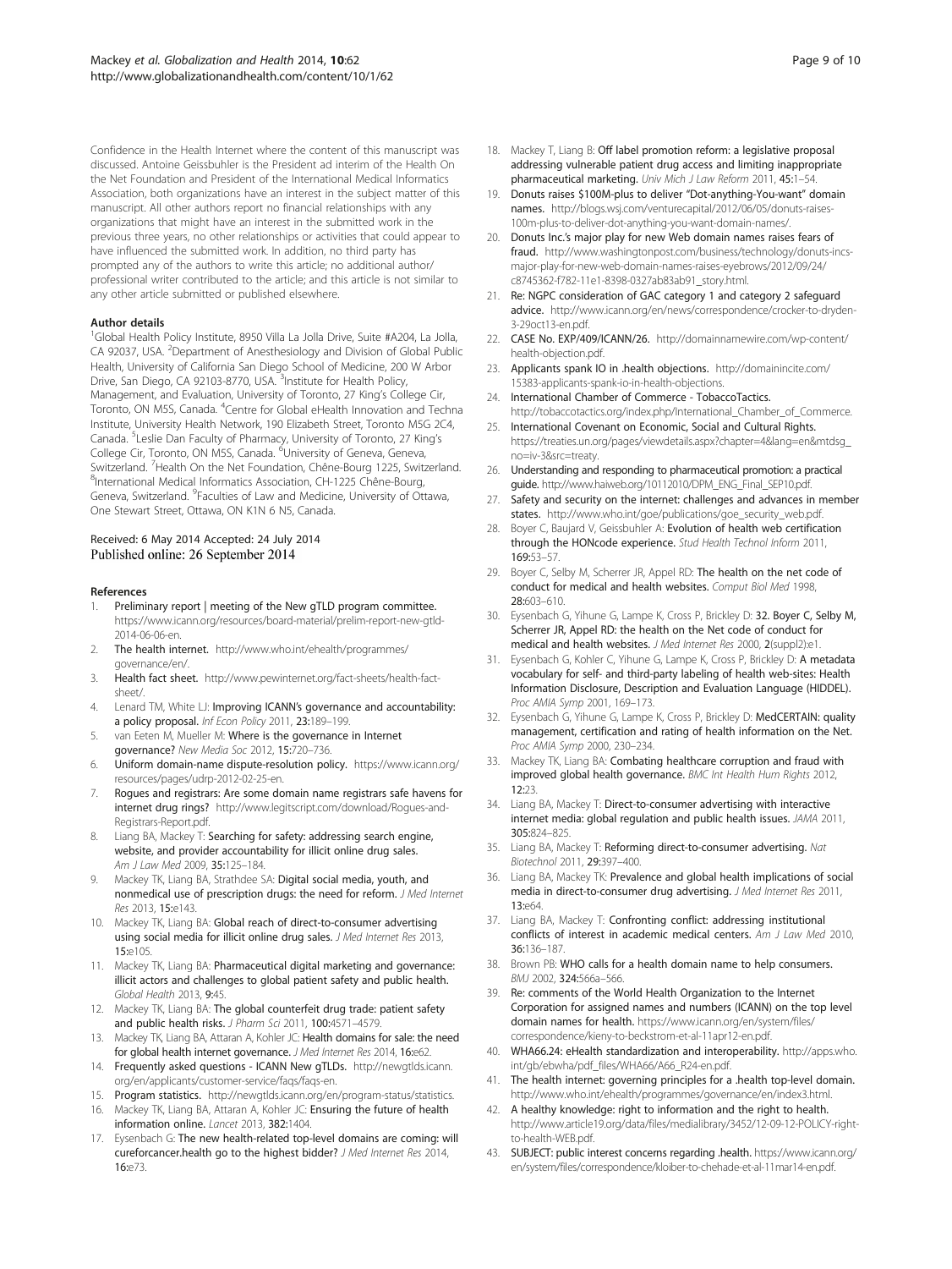Confidence in the Health Internet where the content of this manuscript was discussed. Antoine Geissbuhler is the President ad interim of the Health On the Net Foundation and President of the International Medical Informatics Association, both organizations have an interest in the subject matter of this manuscript. All other authors report no financial relationships with any organizations that might have an interest in the submitted work in the previous three years, no other relationships or activities that could appear to have influenced the submitted work. In addition, no third party has prompted any of the authors to write this article; no additional author/ professional writer contributed to the article; and this article is not similar to any other article submitted or published elsewhere.

#### Author details

[1]Global Health Policy Institute, 8950 Villa La Jolla Drive, Suite #A204, La Jolla, CA 92037, USA. [2]Department of Anesthesiology and Division of Global Public Health, University of California San Diego School of Medicine, 200 W Arbor Drive, San Diego, CA 92103-8770, USA. [3]Institute for Health Policy, Management, and Evaluation, University of Toronto, 27 King's College Cir, Toronto, ON M5S, Canada. [4]Centre for Global eHealth Innovation and Techna Institute, University Health Network, 190 Elizabeth Street, Toronto M5G 2C4, Canada. [5]Leslie Dan Faculty of Pharmacy, University of Toronto, 27 King's College Cir, Toronto, ON M5S, Canada. [6]University of Geneva, Geneva, Switzerland. [7]Health On the Net Foundation, Chêne-Bourg 1225, Switzerland. [8]International Medical Informatics Association, CH-1225 Chêne-Bourg, Geneva, Switzerland. [9]Faculties of Law and Medicine, University of Ottawa, One Stewart Street, Ottawa, ON K1N 6 N5, Canada.

Received: 6 May 2014 Accepted: 24 July 2014
Published online: 26 September 2014

#### References

1. Preliminary report | meeting of the New gTLD program committee. https://www.icann.org/resources/board-material/prelim-report-new-gtld-2014-06-06-en.
2. The health internet. http://www.who.int/ehealth/programmes/governance/en/.
3. Health fact sheet. http://www.pewinternet.org/fact-sheets/health-fact-sheet/.
4. Lenard TM, White LJ: Improving ICANN's governance and accountability: a policy proposal. *Inf Econ Policy* 2011, 23:189–199.
5. van Eeten M, Mueller M: Where is the governance in Internet governance? *New Media Soc* 2012, 15:720–736.
6. Uniform domain-name dispute-resolution policy. https://www.icann.org/resources/pages/udrp-2012-02-25-en.
7. Rogues and registrars: Are some domain name registrars safe havens for internet drug rings? http://www.legitscript.com/download/Rogues-and-Registrars-Report.pdf.
8. Liang BA, Mackey T: Searching for safety: addressing search engine, website, and provider accountability for illicit online drug sales. *Am J Law Med* 2009, 35:125–184.
9. Mackey TK, Liang BA, Strathdee SA: Digital social media, youth, and nonmedical use of prescription drugs: the need for reform. *J Med Internet Res* 2013, 15:e143.
10. Mackey TK, Liang BA: Global reach of direct-to-consumer advertising using social media for illicit online drug sales. *J Med Internet Res* 2013, 15:e105.
11. Mackey TK, Liang BA: Pharmaceutical digital marketing and governance: illicit actors and challenges to global patient safety and public health. *Global Health* 2013, 9:45.
12. Mackey TK, Liang BA: The global counterfeit drug trade: patient safety and public health risks. *J Pharm Sci* 2011, 100:4571–4579.
13. Mackey TK, Liang BA, Attaran A, Kohler JC: Health domains for sale: the need for global health internet governance. *J Med Internet Res* 2014, 16:e62.
14. Frequently asked questions - ICANN New gTLDs. http://newgtlds.icann.org/en/applicants/customer-service/faqs/faqs-en.
15. Program statistics. http://newgtlds.icann.org/en/program-status/statistics.
16. Mackey TK, Liang BA, Attaran A, Kohler JC: Ensuring the future of health information online. *Lancet* 2013, 382:1404.
17. Eysenbach G: The new health-related top-level domains are coming: will cureforcancer.health go to the highest bidder? *J Med Internet Res* 2014, 16:e73.
18. Mackey T, Liang B: Off label promotion reform: a legislative proposal addressing vulnerable patient drug access and limiting inappropriate pharmaceutical marketing. *Univ Mich J Law Reform* 2011, 45:1–54.
19. Donuts raises $100M-plus to deliver "Dot-anything-You-want" domain names. http://blogs.wsj.com/venturecapital/2012/06/05/donuts-raises-100m-plus-to-deliver-dot-anything-you-want-domain-names/.
20. Donuts Inc.'s major play for new Web domain names raises fears of fraud. http://www.washingtonpost.com/business/technology/donuts-incs-major-play-for-new-web-domain-names-raises-eyebrows/2012/09/24/c8745362-f782-11e1-8398-0327ab83ab91_story.html.
21. Re: NGPC consideration of GAC category 1 and category 2 safeguard advice. http://www.icann.org/en/news/correspondence/crocker-to-dryden-3-29oct13-en.pdf.
22. CASE No. EXP/409/ICANN/26. http://domainnamewire.com/wp-content/health-objection.pdf.
23. Applicants spank IO in .health objections. http://domainincite.com/15383-applicants-spank-io-in-health-objections.
24. International Chamber of Commerce - TobaccoTactics. http://tobaccotactics.org/index.php/International_Chamber_of_Commerce.
25. International Covenant on Economic, Social and Cultural Rights. https://treaties.un.org/pages/viewdetails.aspx?chapter=4&lang=en&mtdsg_no=iv-3&src=treaty.
26. Understanding and responding to pharmaceutical promotion: a practical guide. http://www.haiweb.org/10112010/DPM_ENG_Final_SEP10.pdf.
27. Safety and security on the internet: challenges and advances in member states. http://www.who.int/goe/publications/goe_security_web.pdf.
28. Boyer C, Baujard V, Geissbuhler A: Evolution of health web certification through the HONcode experience. *Stud Health Technol Inform* 2011, 169:53–57.
29. Boyer C, Selby M, Scherrer JR, Appel RD: The health on the net code of conduct for medical and health websites. *Comput Biol Med* 1998, 28:603–610.
30. Eysenbach G, Yihune G, Lampe K, Cross P, Brickley D: 32. Boyer C, Selby M, Scherrer JR, Appel RD: the health on the Net code of conduct for medical and health websites. *J Med Internet Res* 2000, 2(suppl2):e1.
31. Eysenbach G, Kohler C, Yihune G, Lampe K, Cross P, Brickley D: A metadata vocabulary for self- and third-party labeling of health web-sites: Health Information Disclosure, Description and Evaluation Language (HIDDEL). *Proc AMIA Symp* 2001, 169–173.
32. Eysenbach G, Yihune G, Lampe K, Cross P, Brickley D: MedCERTAIN: quality management, certification and rating of health information on the Net. *Proc AMIA Symp* 2000, 230–234.
33. Mackey TK, Liang BA: Combating healthcare corruption and fraud with improved global health governance. *BMC Int Health Hum Rights* 2012, 12:23.
34. Liang BA, Mackey T: Direct-to-consumer advertising with interactive internet media: global regulation and public health issues. *JAMA* 2011, 305:824–825.
35. Liang BA, Mackey T: Reforming direct-to-consumer advertising. *Nat Biotechnol* 2011, 29:397–400.
36. Liang BA, Mackey TK: Prevalence and global health implications of social media in direct-to-consumer drug advertising. *J Med Internet Res* 2011, 13:e64.
37. Liang BA, Mackey T: Confronting conflict: addressing institutional conflicts of interest in academic medical centers. *Am J Law Med* 2010, 36:136–187.
38. Brown PB: WHO calls for a health domain name to help consumers. *BMJ* 2002, 324:566a–566.
39. Re: comments of the World Health Organization to the Internet Corporation for assigned names and numbers (ICANN) on the top level domain names for health. https://www.icann.org/en/system/files/correspondence/kieny-to-beckstrom-et-al-11apr12-en.pdf.
40. WHA66.24: eHealth standardization and interoperability. http://apps.who.int/gb/ebwha/pdf_files/WHA66/A66_R24-en.pdf.
41. The health internet: governing principles for a .health top-level domain. http://www.who.int/ehealth/programmes/governance/en/index3.html.
42. A healthy knowledge: right to information and the right to health. http://www.article19.org/data/files/medialibrary/3452/12-09-12-POLICY-right-to-health-WEB.pdf.
43. SUBJECT: public interest concerns regarding .health. https://www.icann.org/en/system/files/correspondence/kloiber-to-chehade-et-al-11mar14-en.pdf.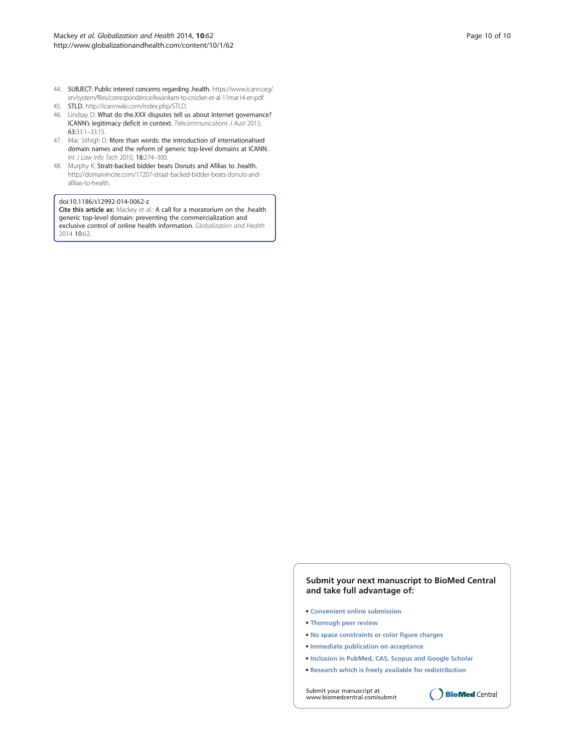44. SUBJECT: Public interest concerns regarding .health. https://www.icann.org/en/system/files/correspondence/kwankam-to-crocker-et-al-11mar14-en.pdf.
45. STLD. http://icannwiki.com/index.php/STLD.
46. Lindsay D: What do the.XXX disputes tell us about Internet governance? ICANN's legitimacy deficit in context. *Telecommunications J Aust* 2013, **63**:33.1–33.15.
47. Mac Síthigh D: More than words: the introduction of internationalised domain names and the reform of generic top-level domains at ICANN. *Int J Law Info Tech* 2010, **18**:274–300.
48. Murphy K: Stratt-backed bidder beats Donuts and Afilias to .health. http://domainincite.com/17207-straat-backed-bidder-beats-donuts-and-afilias-to-health.

doi:10.1186/s12992-014-0062-z
**Cite this article as:** Mackey *et al.*: A call for a moratorium on the .health generic top-level domain: preventing the commercialization and exclusive control of online health information. *Globalization and Health* 2014 **10**:62.

**Submit your next manuscript to BioMed Central and take full advantage of:**

- **Convenient online submission**
- **Thorough peer review**
- **No space constraints or color figure charges**
- **Immediate publication on acceptance**
- **Inclusion in PubMed, CAS, Scopus and Google Scholar**
- **Research which is freely available for redistribution**

Submit your manuscript at
www.biomedcentral.com/submit

BioMed Central